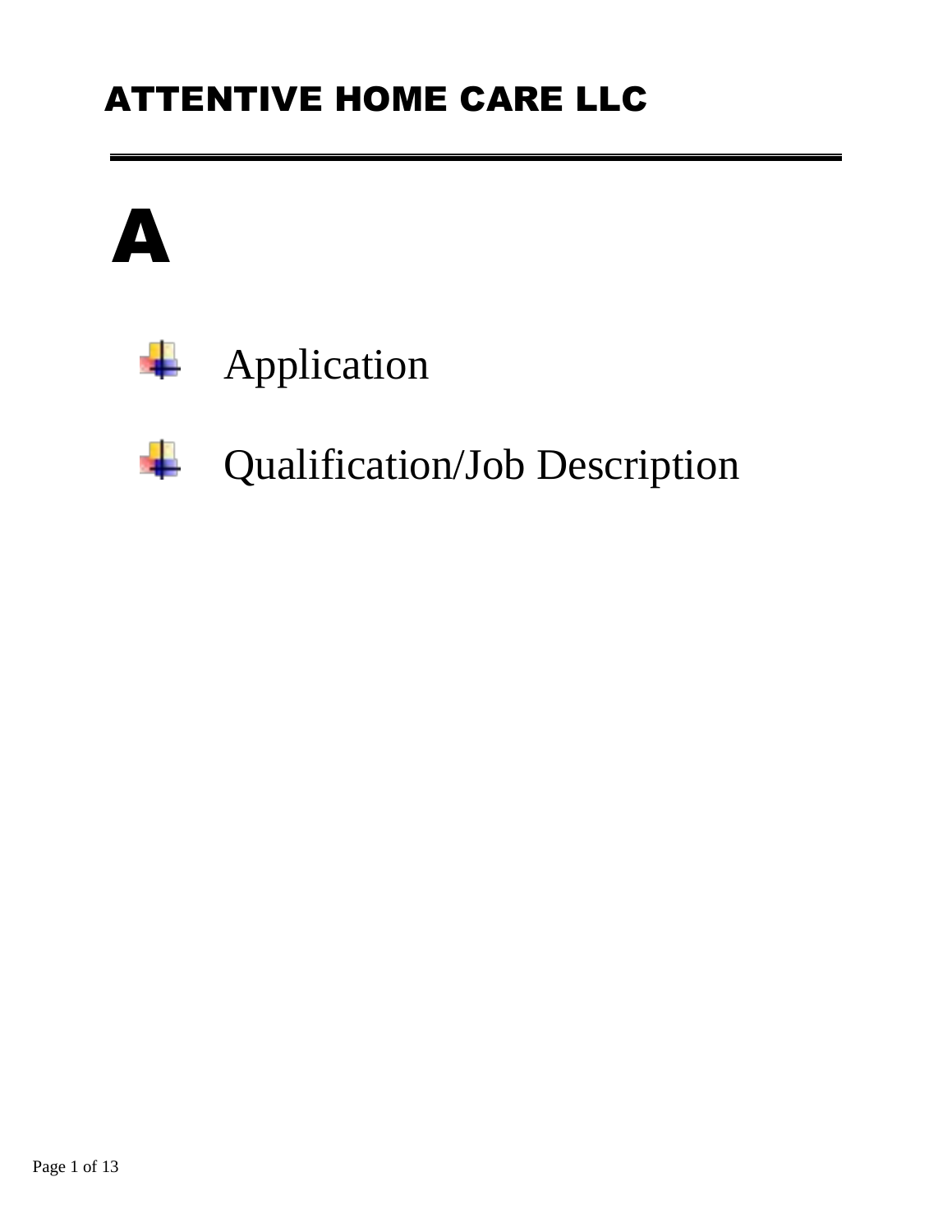# ATTENTIVE HOME CARE LLC

---

# A

- Application
- Qualification/Job Description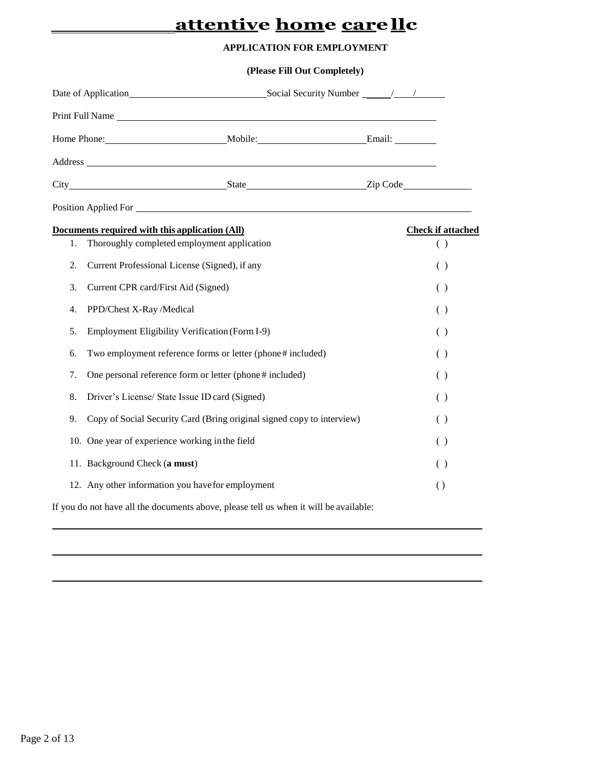# attentive home care llc

**APPLICATION FOR EMPLOYMENT**

**(Please Fill Out Completely)**

Date of Application ______________________ Social Security Number _____/____/______

Print Full Name ____________________________________________________________

Home Phone: ____________________ Mobile: ____________________ Email: ________

Address ___________________________________________________________________

City __________________________ State ____________________ Zip Code ____________

Position Applied For _________________________________________________________

| **Documents required with this application (All)** | **Check if attached** |
|---|---|
| 1. Thoroughly completed employment application | ( ) |
| 2. Current Professional License (Signed), if any | ( ) |
| 3. Current CPR card/First Aid (Signed) | ( ) |
| 4. PPD/Chest X-Ray /Medical | ( ) |
| 5. Employment Eligibility Verification (Form I-9) | ( ) |
| 6. Two employment reference forms or letter (phone# included) | ( ) |
| 7. One personal reference form or letter (phone # included) | ( ) |
| 8. Driver's License/ State Issue ID card (Signed) | ( ) |
| 9. Copy of Social Security Card (Bring original signed copy to interview) | ( ) |
| 10. One year of experience working in the field | ( ) |
| 11. Background Check (**a must**) | ( ) |
| 12. Any other information you have for employment | ( ) |

If you do not have all the documents above, please tell us when it will be available:

______________________________________________________________________________

______________________________________________________________________________

______________________________________________________________________________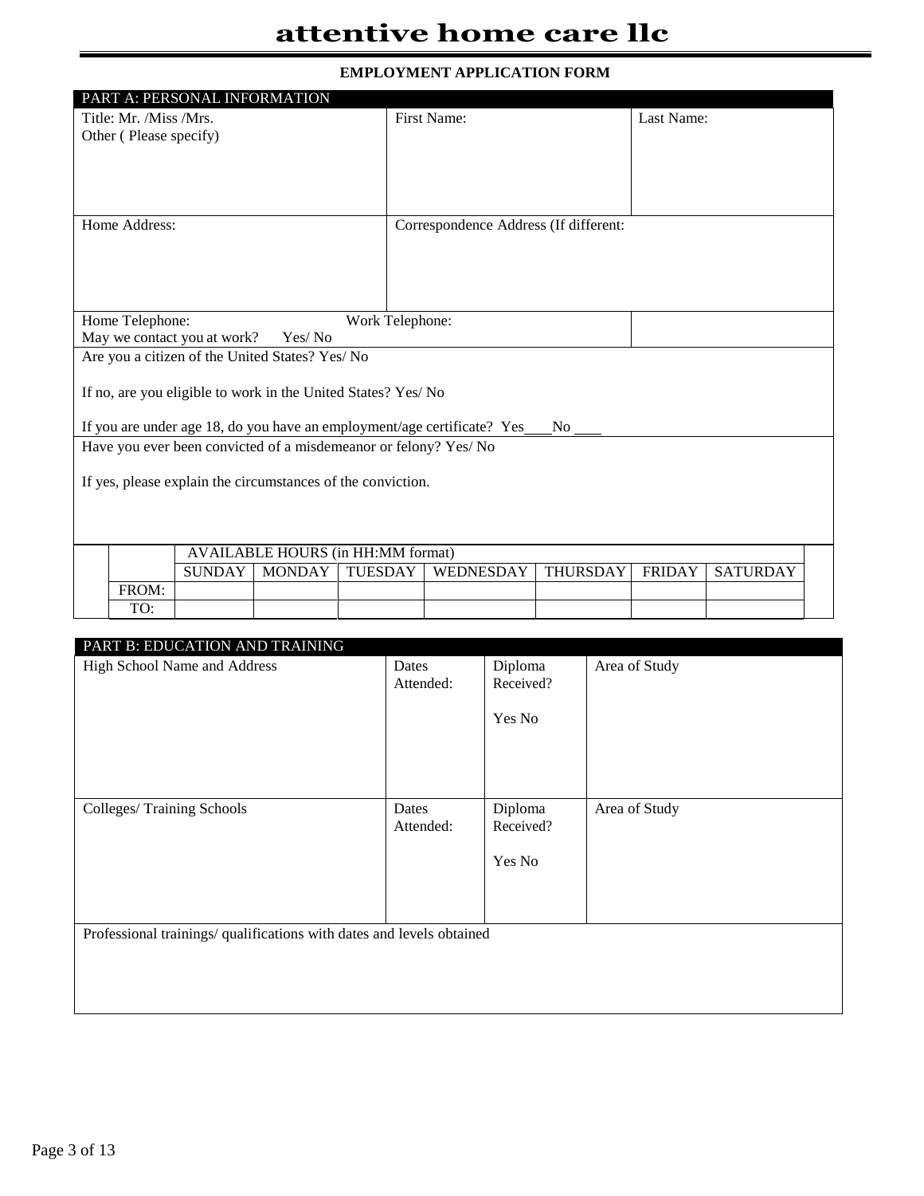# attentive home care llc

**EMPLOYMENT APPLICATION FORM**

## PART A: PERSONAL INFORMATION

| Title: Mr. /Miss /Mrs. Other ( Please specify) | First Name: | Last Name: |
|---|---|---|
| Home Address: | Correspondence Address (If different: | |
| Home Telephone: May we contact you at work? Yes/ No | Work Telephone: | |

Are you a citizen of the United States? Yes/ No

If no, are you eligible to work in the United States? Yes/ No

If you are under age 18, do you have an employment/age certificate? Yes\_\_\_No \_\_\_

Have you ever been convicted of a misdemeanor or felony? Yes/ No

If yes, please explain the circumstances of the conviction.

AVAILABLE HOURS (in HH:MM format)

| | SUNDAY | MONDAY | TUESDAY | WEDNESDAY | THURSDAY | FRIDAY | SATURDAY |
|---|---|---|---|---|---|---|---|
| FROM: | | | | | | | |
| TO: | | | | | | | |

## PART B: EDUCATION AND TRAINING

| High School Name and Address | Dates Attended: | Diploma Received? Yes No | Area of Study |
|---|---|---|---|
| | | | |

| Colleges/ Training Schools | Dates Attended: | Diploma Received? Yes No | Area of Study |
|---|---|---|---|
| | | | |

Professional trainings/ qualifications with dates and levels obtained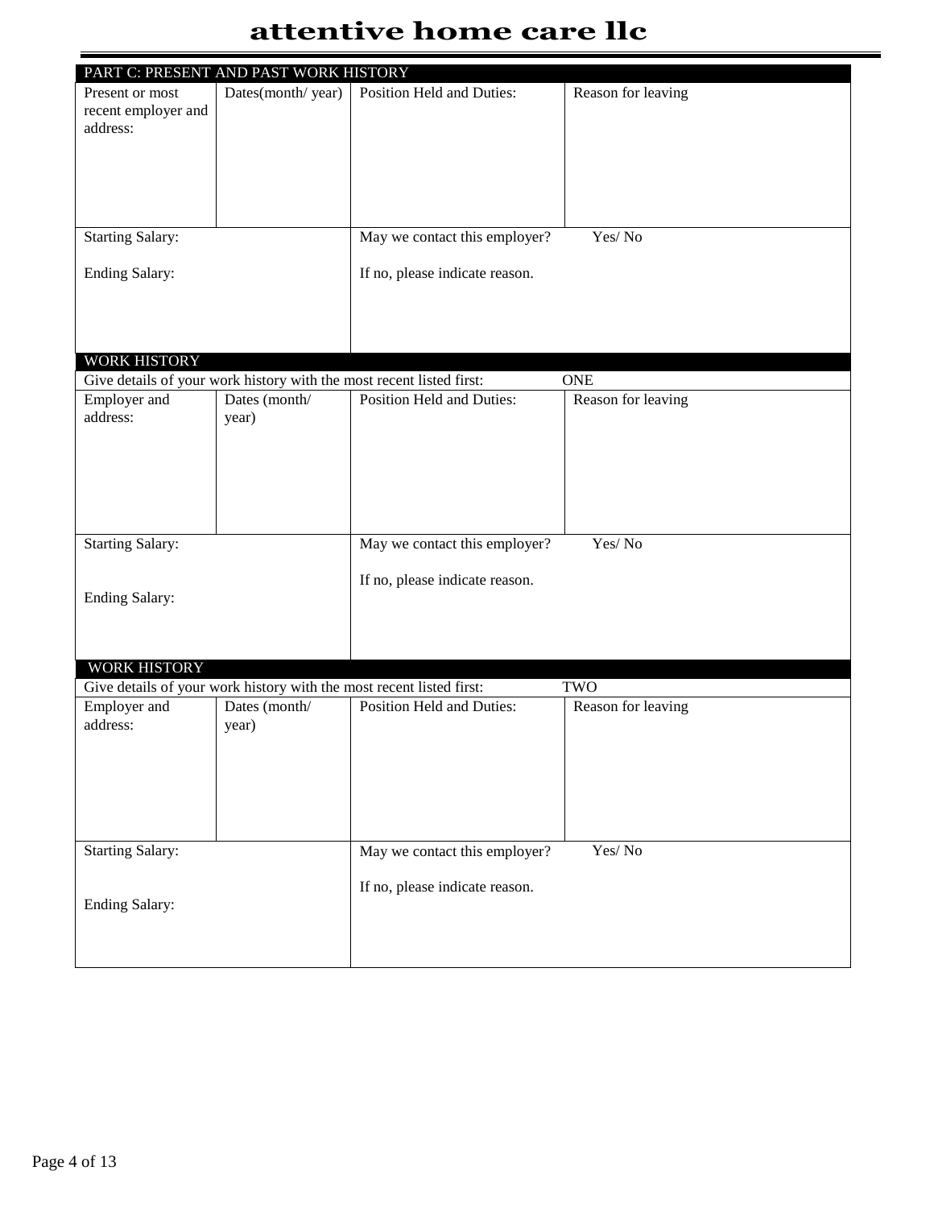# attentive home care llc

## PART C: PRESENT AND PAST WORK HISTORY

| Present or most recent employer and address: | Dates(month/ year) | Position Held and Duties: | Reason for leaving |
| --- | --- | --- | --- |
| | | | |

| Starting Salary: | May we contact this employer? Yes/ No |
| --- | --- |
| Ending Salary: | If no, please indicate reason. |

## WORK HISTORY

Give details of your work history with the most recent listed first: ONE

| Employer and address: | Dates (month/ year) | Position Held and Duties: | Reason for leaving |
| --- | --- | --- | --- |
| | | | |

| Starting Salary: | May we contact this employer? Yes/ No |
| --- | --- |
| Ending Salary: | If no, please indicate reason. |

## WORK HISTORY

Give details of your work history with the most recent listed first: TWO

| Employer and address: | Dates (month/ year) | Position Held and Duties: | Reason for leaving |
| --- | --- | --- | --- |
| | | | |

| Starting Salary: | May we contact this employer? Yes/ No |
| --- | --- |
| Ending Salary: | If no, please indicate reason. |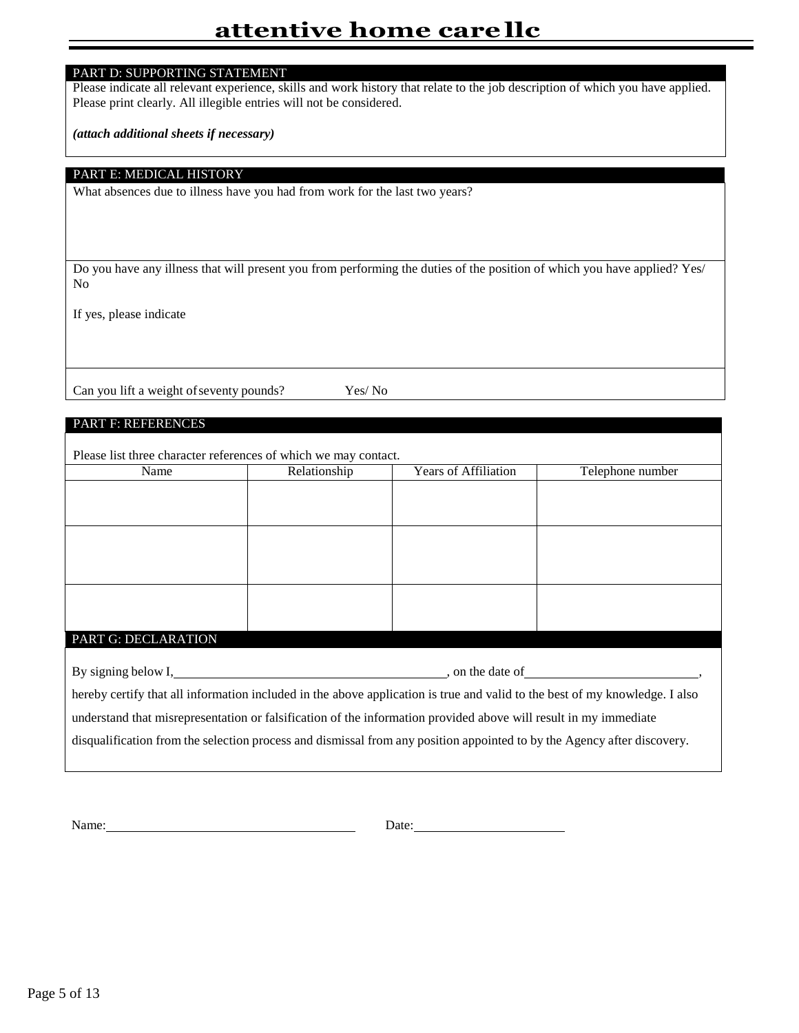# attentive home care llc

## PART D: SUPPORTING STATEMENT

Please indicate all relevant experience, skills and work history that relate to the job description of which you have applied. Please print clearly. All illegible entries will not be considered.

***(attach additional sheets if necessary)***

## PART E: MEDICAL HISTORY

What absences due to illness have you had from work for the last two years?

Do you have any illness that will present you from performing the duties of the position of which you have applied? Yes/ No

If yes, please indicate

Can you lift a weight of seventy pounds? Yes/ No

## PART F: REFERENCES

Please list three character references of which we may contact.

| Name | Relationship | Years of Affiliation | Telephone number |
|---|---|---|---|
| | | | |
| | | | |
| | | | |

## PART G: DECLARATION

By signing below I, ______________________, on the date of ______________________, hereby certify that all information included in the above application is true and valid to the best of my knowledge. I also understand that misrepresentation or falsification of the information provided above will result in my immediate disqualification from the selection process and dismissal from any position appointed to by the Agency after discovery.

Name: ______________________ Date: ______________________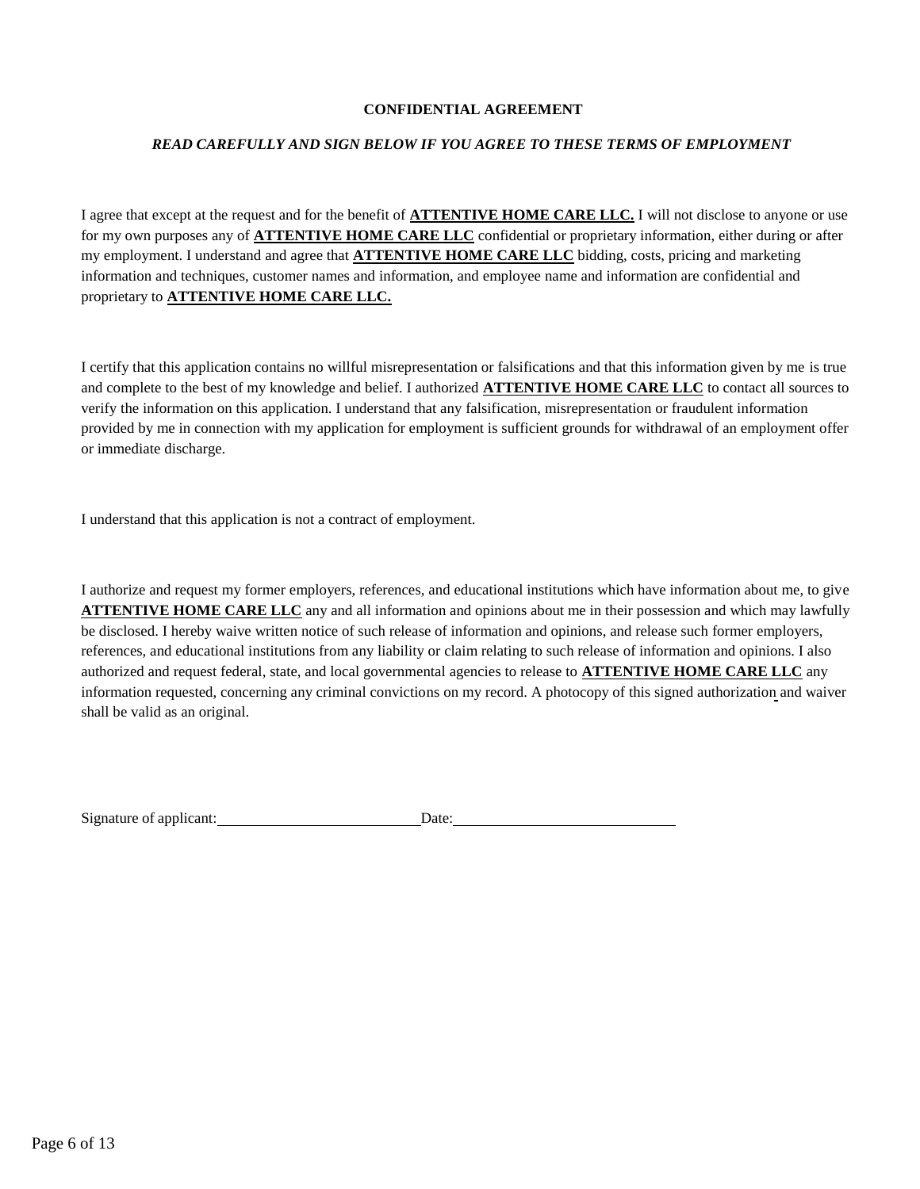**CONFIDENTIAL AGREEMENT**

***READ CAREFULLY AND SIGN BELOW IF YOU AGREE TO THESE TERMS OF EMPLOYMENT***

I agree that except at the request and for the benefit of **ATTENTIVE HOME CARE LLC.** I will not disclose to anyone or use for my own purposes any of **ATTENTIVE HOME CARE LLC** confidential or proprietary information, either during or after my employment. I understand and agree that **ATTENTIVE HOME CARE LLC** bidding, costs, pricing and marketing information and techniques, customer names and information, and employee name and information are confidential and proprietary to **ATTENTIVE HOME CARE LLC.**

I certify that this application contains no willful misrepresentation or falsifications and that this information given by me is true and complete to the best of my knowledge and belief. I authorized **ATTENTIVE HOME CARE LLC** to contact all sources to verify the information on this application. I understand that any falsification, misrepresentation or fraudulent information provided by me in connection with my application for employment is sufficient grounds for withdrawal of an employment offer or immediate discharge.

I understand that this application is not a contract of employment.

I authorize and request my former employers, references, and educational institutions which have information about me, to give **ATTENTIVE HOME CARE LLC** any and all information and opinions about me in their possession and which may lawfully be disclosed. I hereby waive written notice of such release of information and opinions, and release such former employers, references, and educational institutions from any liability or claim relating to such release of information and opinions. I also authorized and request federal, state, and local governmental agencies to release to **ATTENTIVE HOME CARE LLC** any information requested, concerning any criminal convictions on my record. A photocopy of this signed authorization and waiver shall be valid as an original.

Signature of applicant:\_\_\_\_\_\_\_\_\_\_\_\_\_\_\_\_\_\_\_\_\_\_\_\_\_\_ Date:\_\_\_\_\_\_\_\_\_\_\_\_\_\_\_\_\_\_\_\_\_\_\_\_\_\_\_\_\_\_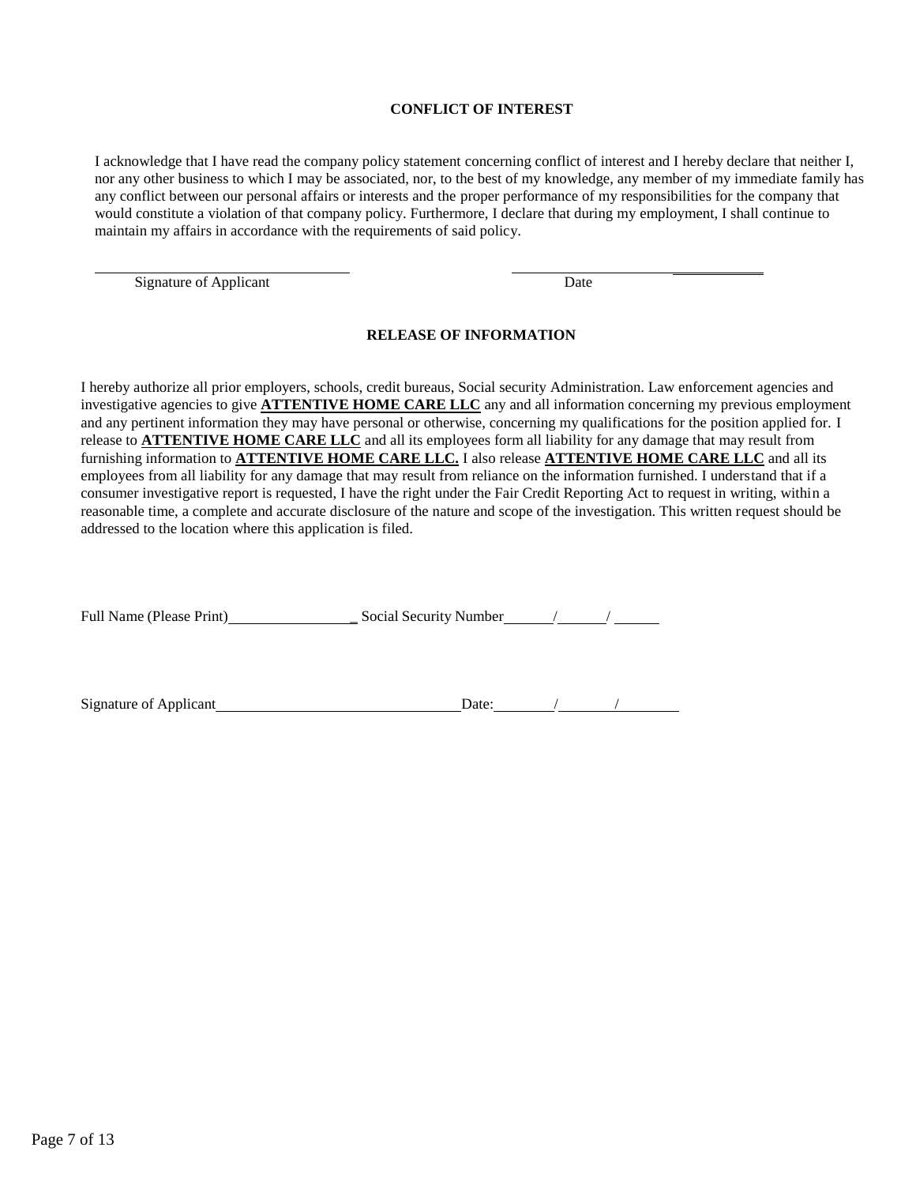**CONFLICT OF INTEREST**

I acknowledge that I have read the company policy statement concerning conflict of interest and I hereby declare that neither I, nor any other business to which I may be associated, nor, to the best of my knowledge, any member of my immediate family has any conflict between our personal affairs or interests and the proper performance of my responsibilities for the company that would constitute a violation of that company policy. Furthermore, I declare that during my employment, I shall continue to maintain my affairs in accordance with the requirements of said policy.

______________________________ ______________________________

Signature of Applicant Date

**RELEASE OF INFORMATION**

I hereby authorize all prior employers, schools, credit bureaus, Social security Administration. Law enforcement agencies and investigative agencies to give **ATTENTIVE HOME CARE LLC** any and all information concerning my previous employment and any pertinent information they may have personal or otherwise, concerning my qualifications for the position applied for. I release to **ATTENTIVE HOME CARE LLC** and all its employees form all liability for any damage that may result from furnishing information to **ATTENTIVE HOME CARE LLC.** I also release **ATTENTIVE HOME CARE LLC** and all its employees from all liability for any damage that may result from reliance on the information furnished. I understand that if a consumer investigative report is requested, I have the right under the Fair Credit Reporting Act to request in writing, within a reasonable time, a complete and accurate disclosure of the nature and scope of the investigation. This written request should be addressed to the location where this application is filed.

Full Name (Please Print)_________________ Social Security Number______/______/______

Signature of Applicant________________________________Date:________/________/________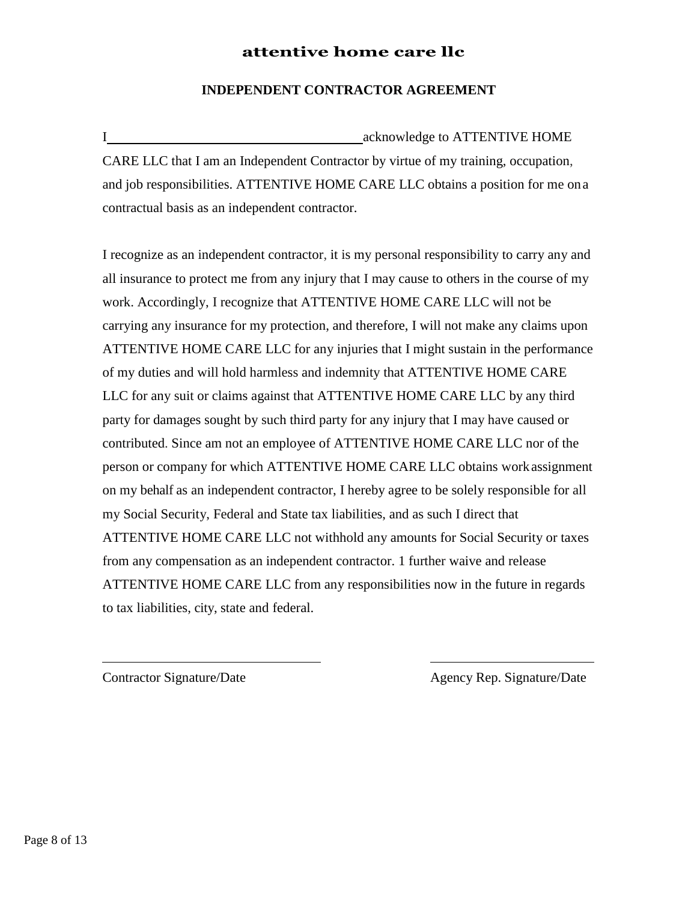# attentive home care llc

## INDEPENDENT CONTRACTOR AGREEMENT

I ______________________________________ acknowledge to ATTENTIVE HOME CARE LLC that I am an Independent Contractor by virtue of my training, occupation, and job responsibilities. ATTENTIVE HOME CARE LLC obtains a position for me on a contractual basis as an independent contractor.

I recognize as an independent contractor, it is my personal responsibility to carry any and all insurance to protect me from any injury that I may cause to others in the course of my work. Accordingly, I recognize that ATTENTIVE HOME CARE LLC will not be carrying any insurance for my protection, and therefore, I will not make any claims upon ATTENTIVE HOME CARE LLC for any injuries that I might sustain in the performance of my duties and will hold harmless and indemnity that ATTENTIVE HOME CARE LLC for any suit or claims against that ATTENTIVE HOME CARE LLC by any third party for damages sought by such third party for any injury that I may have caused or contributed. Since am not an employee of ATTENTIVE HOME CARE LLC nor of the person or company for which ATTENTIVE HOME CARE LLC obtains work assignment on my behalf as an independent contractor, I hereby agree to be solely responsible for all my Social Security, Federal and State tax liabilities, and as such I direct that ATTENTIVE HOME CARE LLC not withhold any amounts for Social Security or taxes from any compensation as an independent contractor. 1 further waive and release ATTENTIVE HOME CARE LLC from any responsibilities now in the future in regards to tax liabilities, city, state and federal.

\_\_\_\_\_\_\_\_\_\_\_\_\_\_\_\_\_\_\_\_\_\_\_\_\_\_\_\_\_\_\_\_\_\_\_\_
Contractor Signature/Date

\_\_\_\_\_\_\_\_\_\_\_\_\_\_\_\_\_\_\_\_\_\_\_\_\_\_\_\_\_\_\_\_\_\_\_\_
Agency Rep. Signature/Date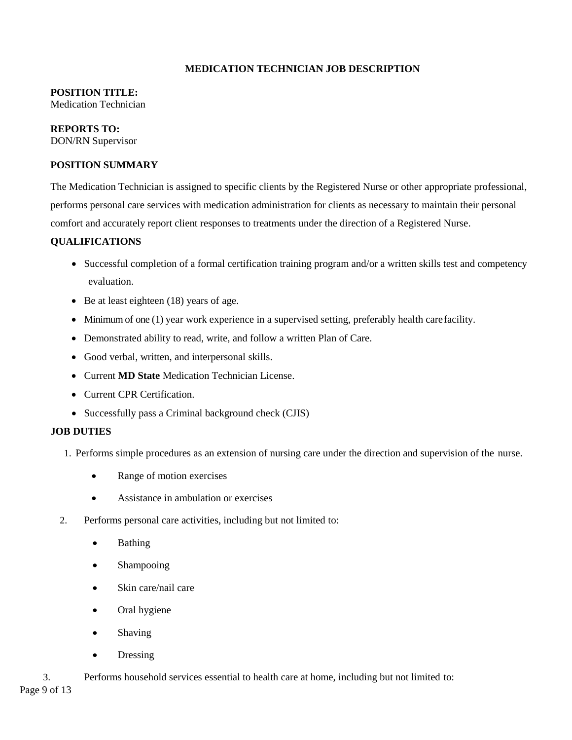# MEDICATION TECHNICIAN JOB DESCRIPTION

**POSITION TITLE:**
Medication Technician

**REPORTS TO:**
DON/RN Supervisor

**POSITION SUMMARY**

The Medication Technician is assigned to specific clients by the Registered Nurse or other appropriate professional, performs personal care services with medication administration for clients as necessary to maintain their personal comfort and accurately report client responses to treatments under the direction of a Registered Nurse.

**QUALIFICATIONS**

- Successful completion of a formal certification training program and/or a written skills test and competency evaluation.
- Be at least eighteen (18) years of age.
- Minimum of one (1) year work experience in a supervised setting, preferably health care facility.
- Demonstrated ability to read, write, and follow a written Plan of Care.
- Good verbal, written, and interpersonal skills.
- Current **MD State** Medication Technician License.
- Current CPR Certification.
- Successfully pass a Criminal background check (CJIS)

**JOB DUTIES**

1. Performs simple procedures as an extension of nursing care under the direction and supervision of the nurse.
   - Range of motion exercises
   - Assistance in ambulation or exercises
2. Performs personal care activities, including but not limited to:
   - Bathing
   - Shampooing
   - Skin care/nail care
   - Oral hygiene
   - Shaving
   - Dressing
3. Performs household services essential to health care at home, including but not limited to: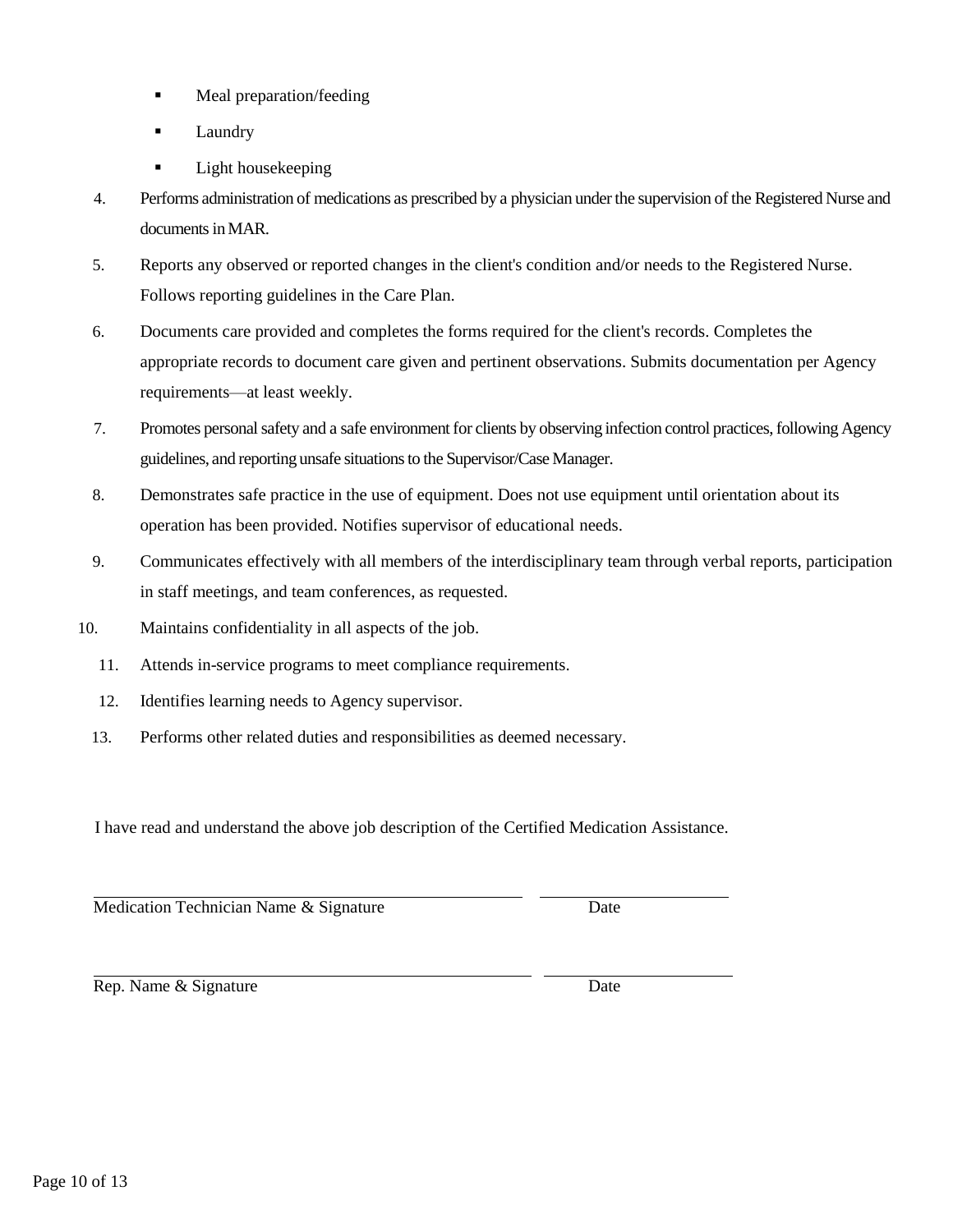- Meal preparation/feeding
- Laundry
- Light housekeeping

4. Performs administration of medications as prescribed by a physician under the supervision of the Registered Nurse and documents in MAR.
5. Reports any observed or reported changes in the client's condition and/or needs to the Registered Nurse. Follows reporting guidelines in the Care Plan.
6. Documents care provided and completes the forms required for the client's records. Completes the appropriate records to document care given and pertinent observations. Submits documentation per Agency requirements—at least weekly.
7. Promotes personal safety and a safe environment for clients by observing infection control practices, following Agency guidelines, and reporting unsafe situations to the Supervisor/Case Manager.
8. Demonstrates safe practice in the use of equipment. Does not use equipment until orientation about its operation has been provided. Notifies supervisor of educational needs.
9. Communicates effectively with all members of the interdisciplinary team through verbal reports, participation in staff meetings, and team conferences, as requested.
10. Maintains confidentiality in all aspects of the job.
11. Attends in-service programs to meet compliance requirements.
12. Identifies learning needs to Agency supervisor.
13. Performs other related duties and responsibilities as deemed necessary.

I have read and understand the above job description of the Certified Medication Assistance.

| ______________________________________ | ____________________ |
|---|---|
| Medication Technician Name & Signature | Date |

| ______________________________________ | ____________________ |
|---|---|
| Rep. Name & Signature | Date |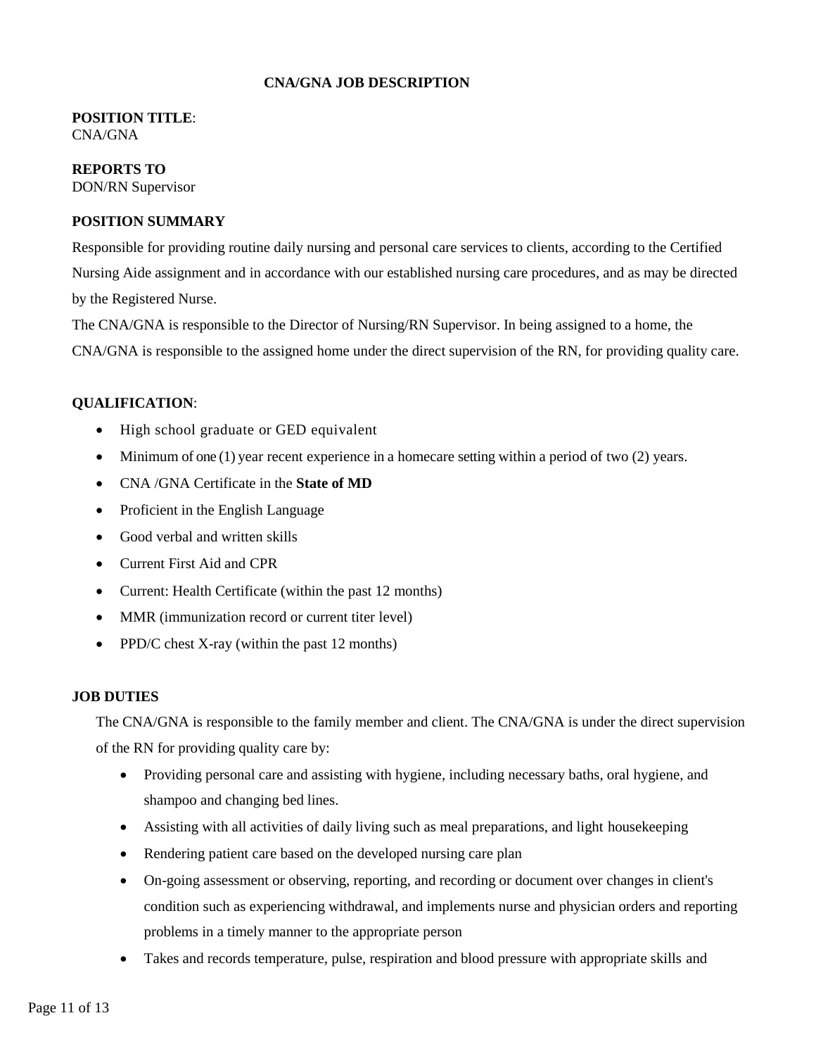# CNA/GNA JOB DESCRIPTION

**POSITION TITLE**:
CNA/GNA

**REPORTS TO**
DON/RN Supervisor

**POSITION SUMMARY**

Responsible for providing routine daily nursing and personal care services to clients, according to the Certified Nursing Aide assignment and in accordance with our established nursing care procedures, and as may be directed by the Registered Nurse.

The CNA/GNA is responsible to the Director of Nursing/RN Supervisor. In being assigned to a home, the CNA/GNA is responsible to the assigned home under the direct supervision of the RN, for providing quality care.

**QUALIFICATION**:

- High school graduate or GED equivalent
- Minimum of one (1) year recent experience in a homecare setting within a period of two (2) years.
- CNA /GNA Certificate in the **State of MD**
- Proficient in the English Language
- Good verbal and written skills
- Current First Aid and CPR
- Current: Health Certificate (within the past 12 months)
- MMR (immunization record or current titer level)
- PPD/C chest X-ray (within the past 12 months)

**JOB DUTIES**

The CNA/GNA is responsible to the family member and client. The CNA/GNA is under the direct supervision of the RN for providing quality care by:

- Providing personal care and assisting with hygiene, including necessary baths, oral hygiene, and shampoo and changing bed lines.
- Assisting with all activities of daily living such as meal preparations, and light housekeeping
- Rendering patient care based on the developed nursing care plan
- On-going assessment or observing, reporting, and recording or document over changes in client's condition such as experiencing withdrawal, and implements nurse and physician orders and reporting problems in a timely manner to the appropriate person
- Takes and records temperature, pulse, respiration and blood pressure with appropriate skills and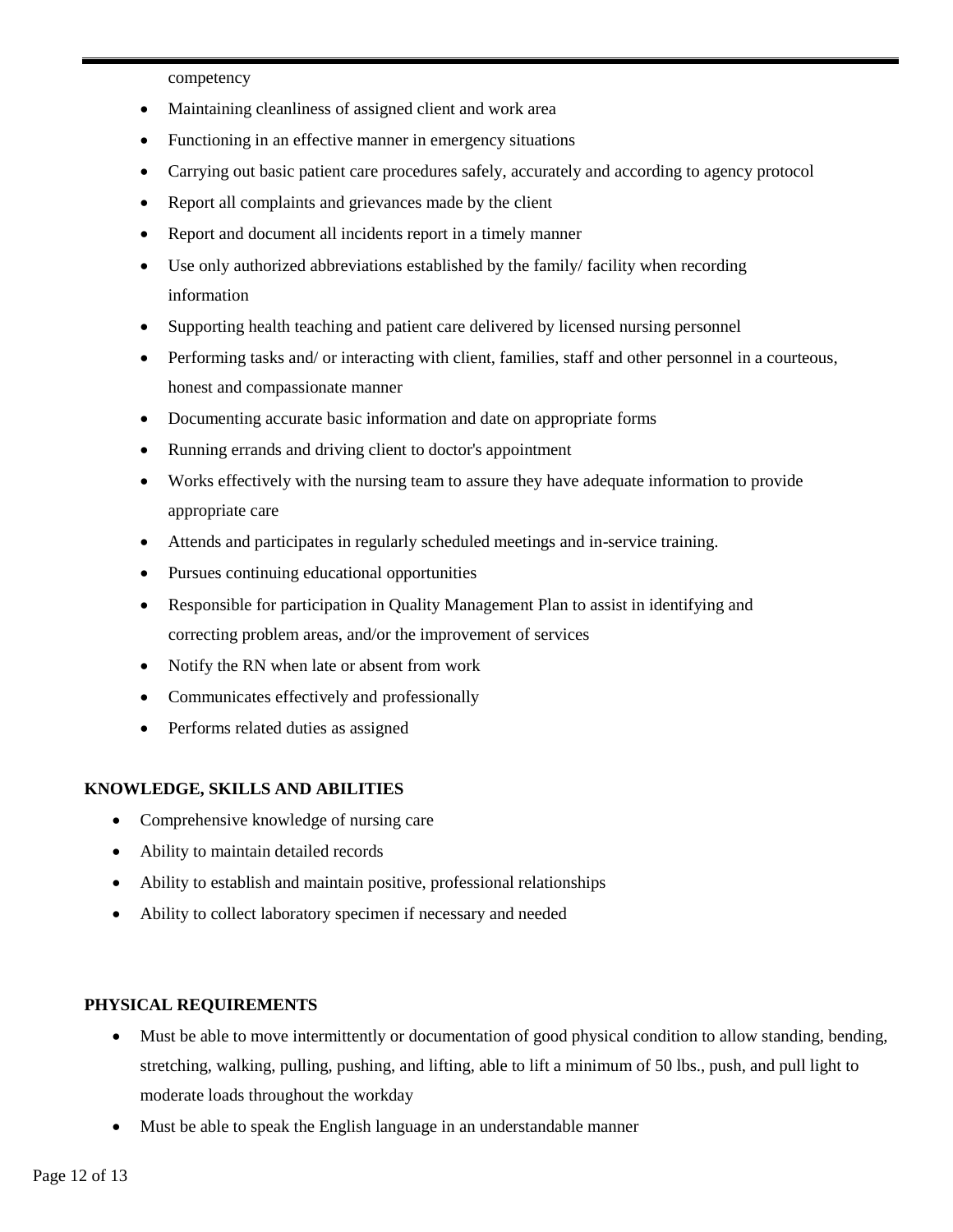competency

- Maintaining cleanliness of assigned client and work area
- Functioning in an effective manner in emergency situations
- Carrying out basic patient care procedures safely, accurately and according to agency protocol
- Report all complaints and grievances made by the client
- Report and document all incidents report in a timely manner
- Use only authorized abbreviations established by the family/ facility when recording information
- Supporting health teaching and patient care delivered by licensed nursing personnel
- Performing tasks and/ or interacting with client, families, staff and other personnel in a courteous, honest and compassionate manner
- Documenting accurate basic information and date on appropriate forms
- Running errands and driving client to doctor's appointment
- Works effectively with the nursing team to assure they have adequate information to provide appropriate care
- Attends and participates in regularly scheduled meetings and in-service training.
- Pursues continuing educational opportunities
- Responsible for participation in Quality Management Plan to assist in identifying and correcting problem areas, and/or the improvement of services
- Notify the RN when late or absent from work
- Communicates effectively and professionally
- Performs related duties as assigned

**KNOWLEDGE, SKILLS AND ABILITIES**

- Comprehensive knowledge of nursing care
- Ability to maintain detailed records
- Ability to establish and maintain positive, professional relationships
- Ability to collect laboratory specimen if necessary and needed

**PHYSICAL REQUIREMENTS**

- Must be able to move intermittently or documentation of good physical condition to allow standing, bending, stretching, walking, pulling, pushing, and lifting, able to lift a minimum of 50 lbs., push, and pull light to moderate loads throughout the workday
- Must be able to speak the English language in an understandable manner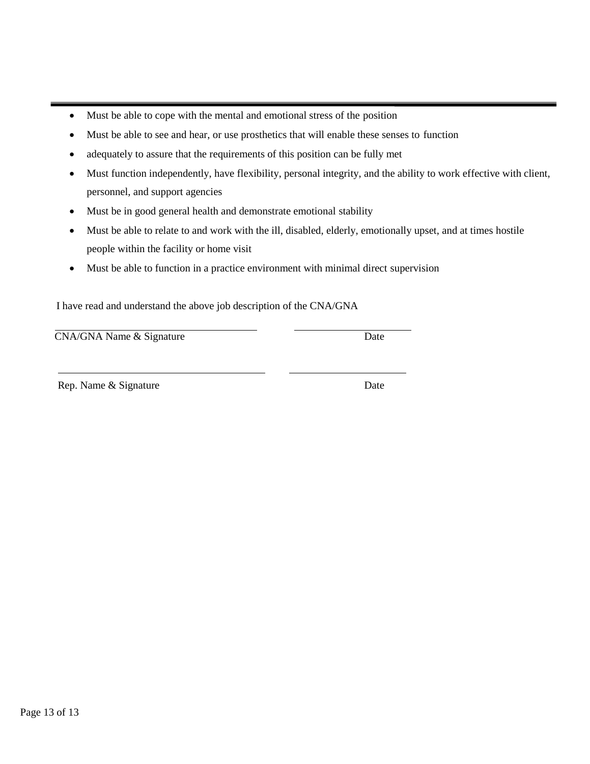- Must be able to cope with the mental and emotional stress of the position
- Must be able to see and hear, or use prosthetics that will enable these senses to function
- adequately to assure that the requirements of this position can be fully met
- Must function independently, have flexibility, personal integrity, and the ability to work effective with client, personnel, and support agencies
- Must be in good general health and demonstrate emotional stability
- Must be able to relate to and work with the ill, disabled, elderly, emotionally upset, and at times hostile people within the facility or home visit
- Must be able to function in a practice environment with minimal direct supervision

I have read and understand the above job description of the CNA/GNA

_______________________________________ _______________________

CNA/GNA Name & Signature Date

_______________________________________ _______________________

Rep. Name & Signature Date